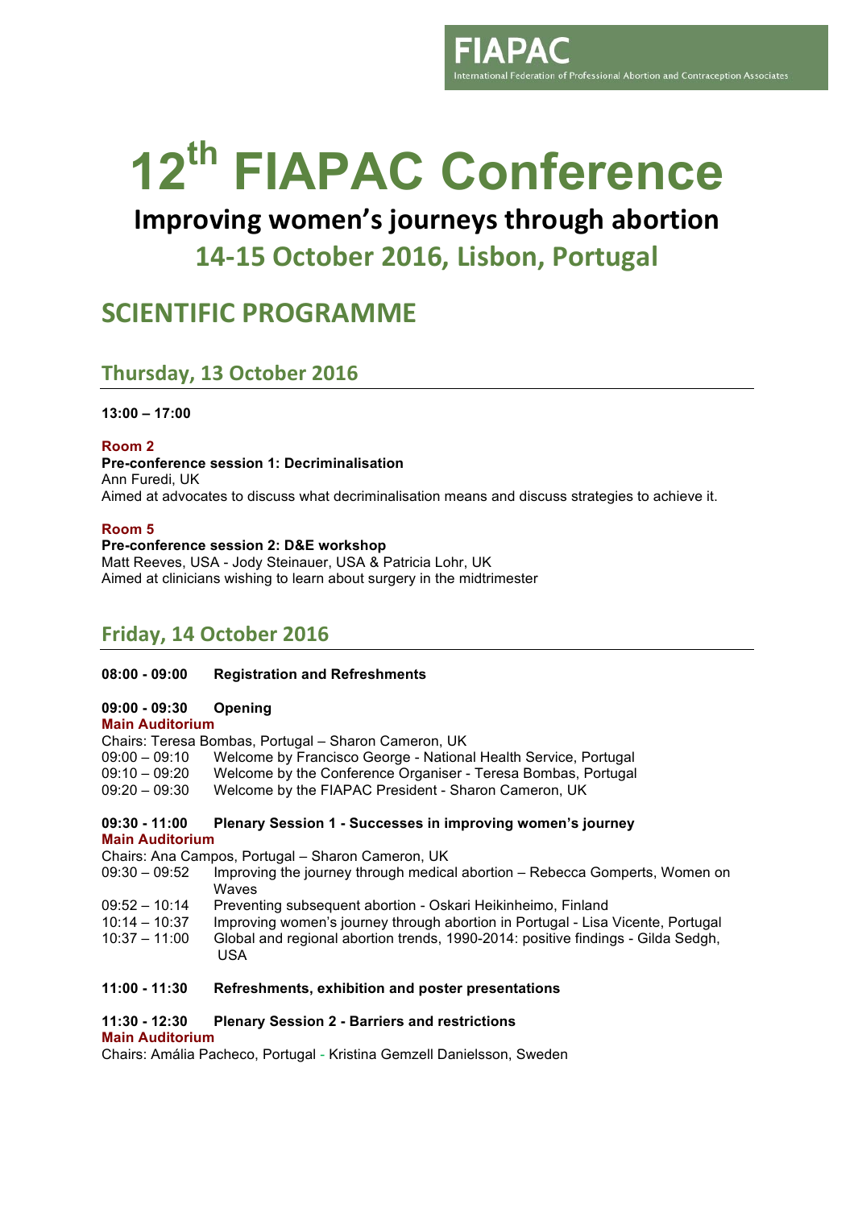FIAPAC
International Federation of Professional Abortion and Contraception Associates

# 12th FIAPAC Conference

## Improving women's journeys through abortion

## 14-15 October 2016, Lisbon, Portugal

# SCIENTIFIC PROGRAMME

## Thursday, 13 October 2016

**13:00 – 17:00**

**Room 2**
**Pre-conference session 1: Decriminalisation**
Ann Furedi, UK
Aimed at advocates to discuss what decriminalisation means and discuss strategies to achieve it.

**Room 5**
**Pre-conference session 2: D&E workshop**
Matt Reeves, USA - Jody Steinauer, USA & Patricia Lohr, UK
Aimed at clinicians wishing to learn about surgery in the midtrimester

## Friday, 14 October 2016

**08:00 - 09:00 Registration and Refreshments**

**09:00 - 09:30 Opening**
**Main Auditorium**
Chairs: Teresa Bombas, Portugal – Sharon Cameron, UK

09:00 – 09:10 Welcome by Francisco George - National Health Service, Portugal
09:10 – 09:20 Welcome by the Conference Organiser - Teresa Bombas, Portugal
09:20 – 09:30 Welcome by the FIAPAC President - Sharon Cameron, UK

**09:30 - 11:00 Plenary Session 1 - Successes in improving women's journey**
**Main Auditorium**
Chairs: Ana Campos, Portugal – Sharon Cameron, UK

09:30 – 09:52 Improving the journey through medical abortion – Rebecca Gomperts, Women on Waves
09:52 – 10:14 Preventing subsequent abortion - Oskari Heikinheimo, Finland
10:14 – 10:37 Improving women's journey through abortion in Portugal - Lisa Vicente, Portugal
10:37 – 11:00 Global and regional abortion trends, 1990-2014: positive findings - Gilda Sedgh, USA

**11:00 - 11:30 Refreshments, exhibition and poster presentations**

**11:30 - 12:30 Plenary Session 2 - Barriers and restrictions**
**Main Auditorium**
Chairs: Amália Pacheco, Portugal - Kristina Gemzell Danielsson, Sweden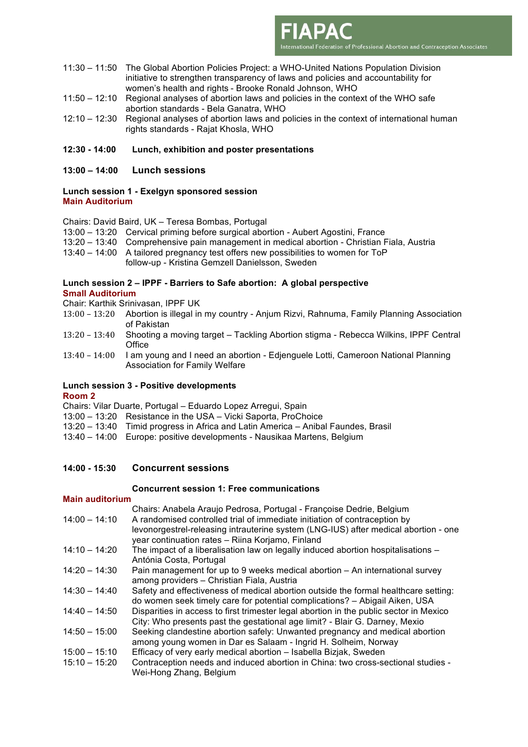11:30 – 11:50 The Global Abortion Policies Project: a WHO-United Nations Population Division initiative to strengthen transparency of laws and policies and accountability for women's health and rights - Brooke Ronald Johnson, WHO

11:50 – 12:10 Regional analyses of abortion laws and policies in the context of the WHO safe abortion standards - Bela Ganatra, WHO

12:10 – 12:30 Regional analyses of abortion laws and policies in the context of international human rights standards - Rajat Khosla, WHO

**12:30 - 14:00 Lunch, exhibition and poster presentations**

## 13:00 – 14:00 Lunch sessions

**Lunch session 1 - Exelgyn sponsored session**
**Main Auditorium**

Chairs: David Baird, UK – Teresa Bombas, Portugal

13:00 – 13:20 Cervical priming before surgical abortion - Aubert Agostini, France

13:20 – 13:40 Comprehensive pain management in medical abortion - Christian Fiala, Austria

13:40 – 14:00 A tailored pregnancy test offers new possibilities to women for ToP follow-up - Kristina Gemzell Danielsson, Sweden

**Lunch session 2 – IPPF - Barriers to Safe abortion: A global perspective**
**Small Auditorium**

Chair: Karthik Srinivasan, IPPF UK

13:00 – 13:20 Abortion is illegal in my country - Anjum Rizvi, Rahnuma, Family Planning Association of Pakistan

13:20 – 13:40 Shooting a moving target – Tackling Abortion stigma - Rebecca Wilkins, IPPF Central Office

13:40 – 14:00 I am young and I need an abortion - Edjenguele Lotti, Cameroon National Planning Association for Family Welfare

**Lunch session 3 - Positive developments**
**Room 2**

Chairs: Vilar Duarte, Portugal – Eduardo Lopez Arregui, Spain

13:00 – 13:20 Resistance in the USA – Vicki Saporta, ProChoice

13:20 – 13:40 Timid progress in Africa and Latin America – Anibal Faundes, Brasil

13:40 – 14:00 Europe: positive developments - Nausikaa Martens, Belgium

## 14:00 - 15:30 Concurrent sessions

**Concurrent session 1: Free communications**
**Main auditorium**

Chairs: Anabela Araujo Pedrosa, Portugal - Françoise Dedrie, Belgium

14:00 – 14:10 A randomised controlled trial of immediate initiation of contraception by levonorgestrel-releasing intrauterine system (LNG-IUS) after medical abortion - one year continuation rates – Riina Korjamo, Finland

14:10 – 14:20 The impact of a liberalisation law on legally induced abortion hospitalisations – Antónia Costa, Portugal

14:20 – 14:30 Pain management for up to 9 weeks medical abortion – An international survey among providers – Christian Fiala, Austria

14:30 – 14:40 Safety and effectiveness of medical abortion outside the formal healthcare setting: do women seek timely care for potential complications? – Abigail Aiken, USA

14:40 – 14:50 Disparities in access to first trimester legal abortion in the public sector in Mexico City: Who presents past the gestational age limit? - Blair G. Darney, Mexio

14:50 – 15:00 Seeking clandestine abortion safely: Unwanted pregnancy and medical abortion among young women in Dar es Salaam - Ingrid H. Solheim, Norway

15:00 – 15:10 Efficacy of very early medical abortion – Isabella Bizjak, Sweden

15:10 – 15:20 Contraception needs and induced abortion in China: two cross-sectional studies - Wei-Hong Zhang, Belgium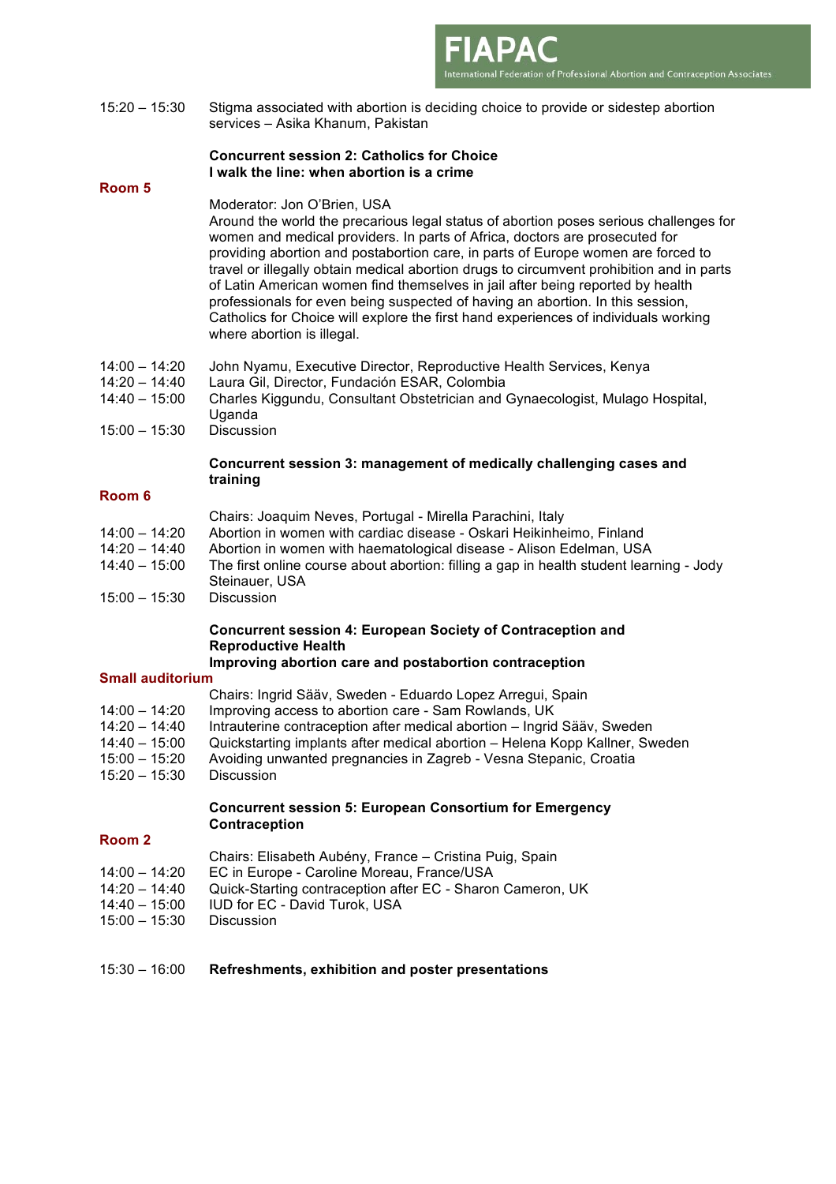15:20 – 15:30 Stigma associated with abortion is deciding choice to provide or sidestep abortion services – Asika Khanum, Pakistan

**Concurrent session 2: Catholics for Choice**
**I walk the line: when abortion is a crime**

**Room 5**

Moderator: Jon O'Brien, USA

Around the world the precarious legal status of abortion poses serious challenges for women and medical providers. In parts of Africa, doctors are prosecuted for providing abortion and postabortion care, in parts of Europe women are forced to travel or illegally obtain medical abortion drugs to circumvent prohibition and in parts of Latin American women find themselves in jail after being reported by health professionals for even being suspected of having an abortion. In this session, Catholics for Choice will explore the first hand experiences of individuals working where abortion is illegal.

14:00 – 14:20 John Nyamu, Executive Director, Reproductive Health Services, Kenya
14:20 – 14:40 Laura Gil, Director, Fundación ESAR, Colombia
14:40 – 15:00 Charles Kiggundu, Consultant Obstetrician and Gynaecologist, Mulago Hospital, Uganda
15:00 – 15:30 Discussion

**Concurrent session 3: management of medically challenging cases and training**

**Room 6**

Chairs: Joaquim Neves, Portugal - Mirella Parachini, Italy

14:00 – 14:20 Abortion in women with cardiac disease - Oskari Heikinheimo, Finland
14:20 – 14:40 Abortion in women with haematological disease - Alison Edelman, USA
14:40 – 15:00 The first online course about abortion: filling a gap in health student learning - Jody Steinauer, USA
15:00 – 15:30 Discussion

**Concurrent session 4: European Society of Contraception and Reproductive Health**
**Improving abortion care and postabortion contraception**

**Small auditorium**

Chairs: Ingrid Sääv, Sweden - Eduardo Lopez Arregui, Spain

14:00 – 14:20 Improving access to abortion care - Sam Rowlands, UK
14:20 – 14:40 Intrauterine contraception after medical abortion – Ingrid Sääv, Sweden
14:40 – 15:00 Quickstarting implants after medical abortion – Helena Kopp Kallner, Sweden
15:00 – 15:20 Avoiding unwanted pregnancies in Zagreb - Vesna Stepanic, Croatia
15:20 – 15:30 Discussion

**Concurrent session 5: European Consortium for Emergency Contraception**

**Room 2**

Chairs: Elisabeth Aubény, France – Cristina Puig, Spain

14:00 – 14:20 EC in Europe - Caroline Moreau, France/USA
14:20 – 14:40 Quick-Starting contraception after EC - Sharon Cameron, UK
14:40 – 15:00 IUD for EC - David Turok, USA
15:00 – 15:30 Discussion

15:30 – 16:00 **Refreshments, exhibition and poster presentations**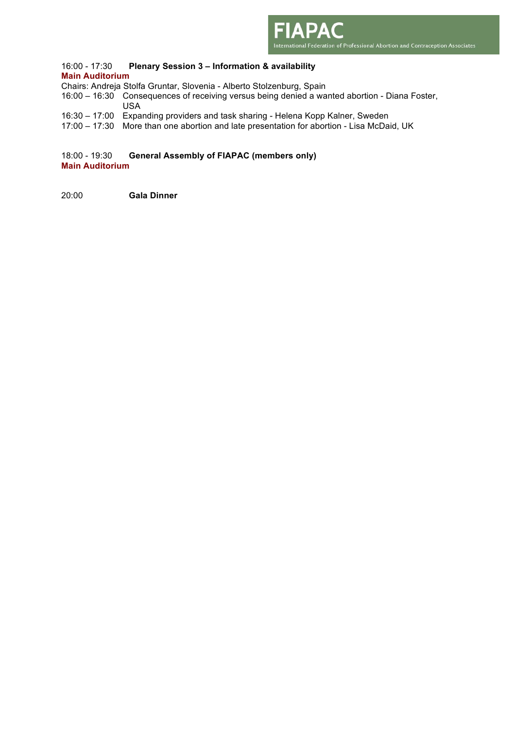16:00 - 17:30 **Plenary Session 3 – Information & availability**

**Main Auditorium**

Chairs: Andreja Stolfa Gruntar, Slovenia - Alberto Stolzenburg, Spain

16:00 – 16:30 Consequences of receiving versus being denied a wanted abortion - Diana Foster, USA

16:30 – 17:00 Expanding providers and task sharing - Helena Kopp Kalner, Sweden

17:00 – 17:30 More than one abortion and late presentation for abortion - Lisa McDaid, UK

18:00 - 19:30 **General Assembly of FIAPAC (members only)**

**Main Auditorium**

20:00 **Gala Dinner**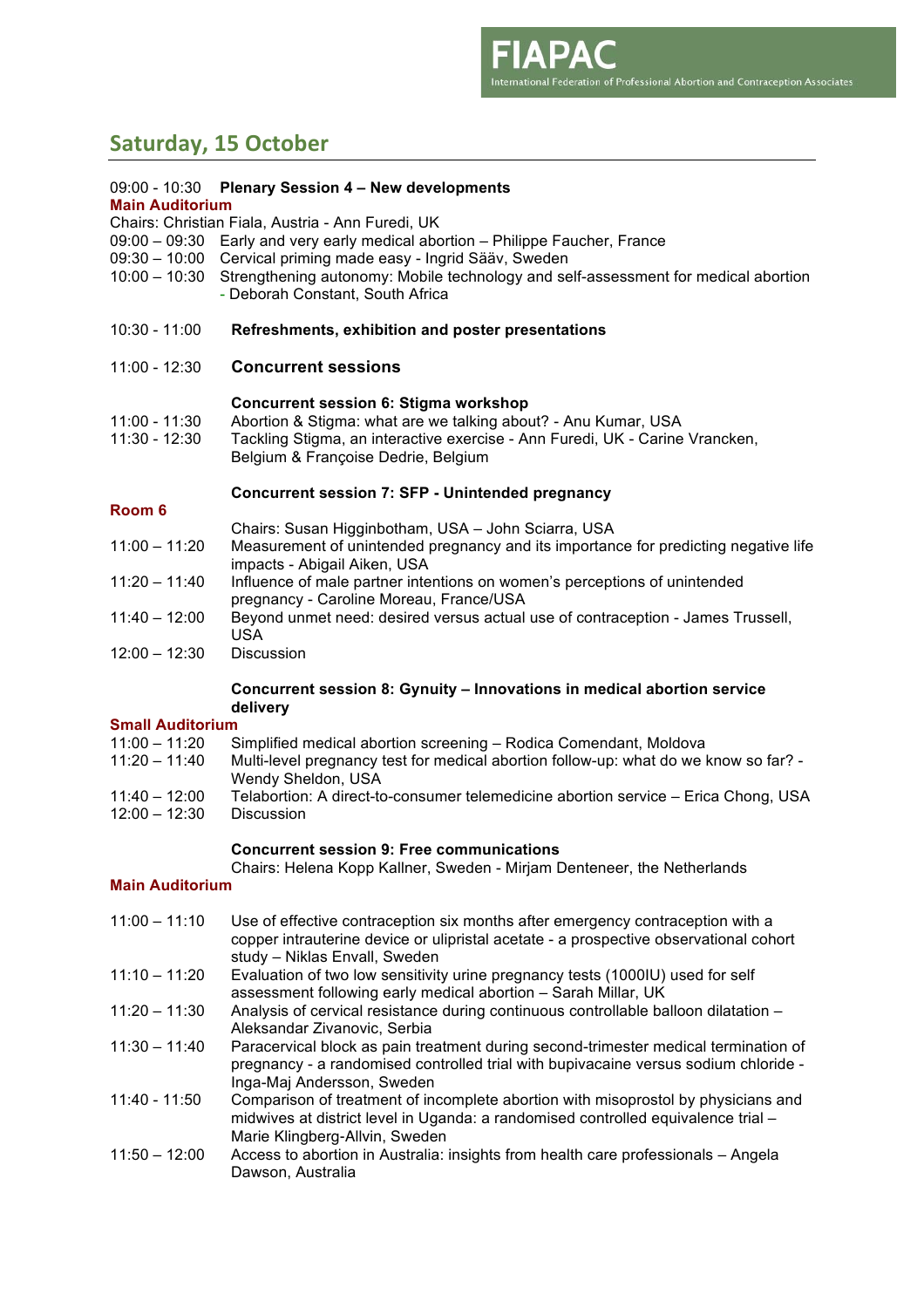## Saturday, 15 October

09:00 - 10:30 **Plenary Session 4 – New developments**

**Main Auditorium**

Chairs: Christian Fiala, Austria - Ann Furedi, UK

09:00 – 09:30 Early and very early medical abortion – Philippe Faucher, France

09:30 – 10:00 Cervical priming made easy - Ingrid Sääv, Sweden

10:00 – 10:30 Strengthening autonomy: Mobile technology and self-assessment for medical abortion - Deborah Constant, South Africa

10:30 - 11:00 **Refreshments, exhibition and poster presentations**

11:00 - 12:30 **Concurrent sessions**

**Concurrent session 6: Stigma workshop**

11:00 - 11:30 Abortion & Stigma: what are we talking about? - Anu Kumar, USA

11:30 - 12:30 Tackling Stigma, an interactive exercise - Ann Furedi, UK - Carine Vrancken, Belgium & Françoise Dedrie, Belgium

**Concurrent session 7: SFP - Unintended pregnancy**

**Room 6**

Chairs: Susan Higginbotham, USA – John Sciarra, USA

11:00 – 11:20 Measurement of unintended pregnancy and its importance for predicting negative life impacts - Abigail Aiken, USA

11:20 – 11:40 Influence of male partner intentions on women's perceptions of unintended pregnancy - Caroline Moreau, France/USA

11:40 – 12:00 Beyond unmet need: desired versus actual use of contraception - James Trussell, USA

12:00 – 12:30 Discussion

**Concurrent session 8: Gynuity – Innovations in medical abortion service delivery**

**Small Auditorium**

11:00 – 11:20 Simplified medical abortion screening – Rodica Comendant, Moldova

11:20 – 11:40 Multi-level pregnancy test for medical abortion follow-up: what do we know so far? - Wendy Sheldon, USA

11:40 – 12:00 Telabortion: A direct-to-consumer telemedicine abortion service – Erica Chong, USA

12:00 – 12:30 Discussion

**Concurrent session 9: Free communications**

Chairs: Helena Kopp Kallner, Sweden - Mirjam Denteneer, the Netherlands

**Main Auditorium**

11:00 – 11:10 Use of effective contraception six months after emergency contraception with a copper intrauterine device or ulipristal acetate - a prospective observational cohort study – Niklas Envall, Sweden

11:10 – 11:20 Evaluation of two low sensitivity urine pregnancy tests (1000IU) used for self assessment following early medical abortion – Sarah Millar, UK

11:20 – 11:30 Analysis of cervical resistance during continuous controllable balloon dilatation – Aleksandar Zivanovic, Serbia

11:30 – 11:40 Paracervical block as pain treatment during second-trimester medical termination of pregnancy - a randomised controlled trial with bupivacaine versus sodium chloride - Inga-Maj Andersson, Sweden

11:40 - 11:50 Comparison of treatment of incomplete abortion with misoprostol by physicians and midwives at district level in Uganda: a randomised controlled equivalence trial – Marie Klingberg-Allvin, Sweden

11:50 – 12:00 Access to abortion in Australia: insights from health care professionals – Angela Dawson, Australia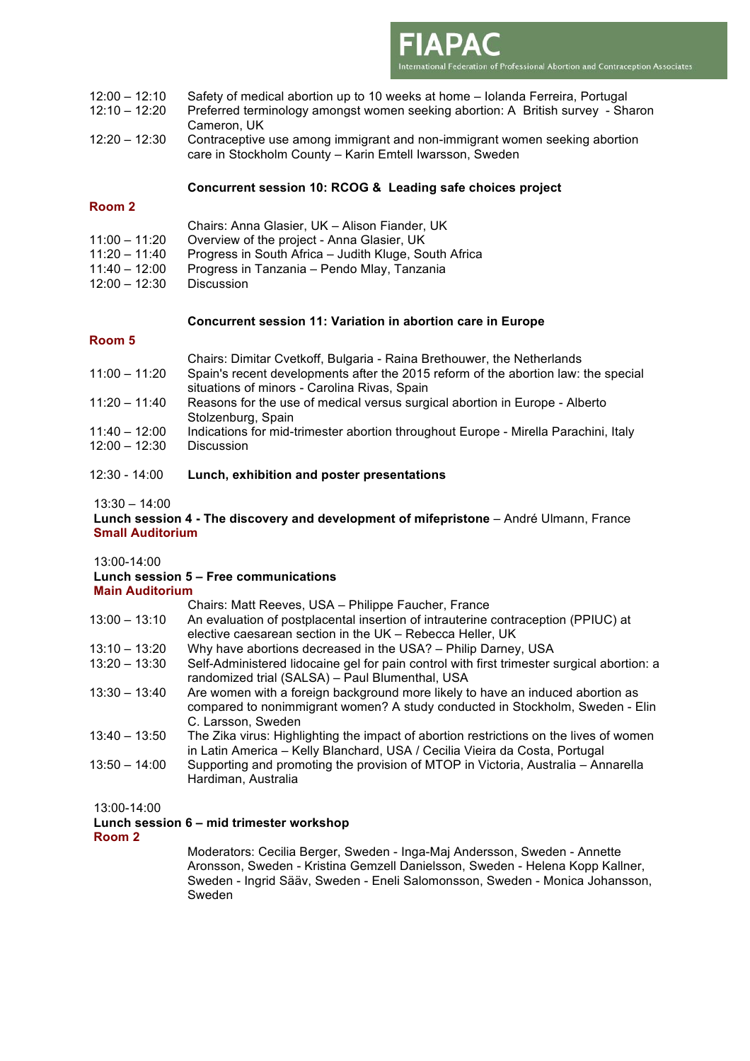12:00 – 12:10 Safety of medical abortion up to 10 weeks at home – Iolanda Ferreira, Portugal
12:10 – 12:20 Preferred terminology amongst women seeking abortion: A British survey - Sharon Cameron, UK
12:20 – 12:30 Contraceptive use among immigrant and non-immigrant women seeking abortion care in Stockholm County – Karin Emtell Iwarsson, Sweden

**Concurrent session 10: RCOG & Leading safe choices project**

**Room 2**

Chairs: Anna Glasier, UK – Alison Fiander, UK
11:00 – 11:20 Overview of the project - Anna Glasier, UK
11:20 – 11:40 Progress in South Africa – Judith Kluge, South Africa
11:40 – 12:00 Progress in Tanzania – Pendo Mlay, Tanzania
12:00 – 12:30 Discussion

**Concurrent session 11: Variation in abortion care in Europe**

**Room 5**

Chairs: Dimitar Cvetkoff, Bulgaria - Raina Brethouwer, the Netherlands
11:00 – 11:20 Spain's recent developments after the 2015 reform of the abortion law: the special situations of minors - Carolina Rivas, Spain
11:20 – 11:40 Reasons for the use of medical versus surgical abortion in Europe - Alberto Stolzenburg, Spain
11:40 – 12:00 Indications for mid-trimester abortion throughout Europe - Mirella Parachini, Italy
12:00 – 12:30 Discussion

12:30 - 14:00 **Lunch, exhibition and poster presentations**

13:30 – 14:00
**Lunch session 4 - The discovery and development of mifepristone** – André Ulmann, France
**Small Auditorium**

13:00-14:00
**Lunch session 5 – Free communications**
**Main Auditorium**

Chairs: Matt Reeves, USA – Philippe Faucher, France
13:00 – 13:10 An evaluation of postplacental insertion of intrauterine contraception (PPIUC) at elective caesarean section in the UK – Rebecca Heller, UK
13:10 – 13:20 Why have abortions decreased in the USA? – Philip Darney, USA
13:20 – 13:30 Self-Administered lidocaine gel for pain control with first trimester surgical abortion: a randomized trial (SALSA) – Paul Blumenthal, USA
13:30 – 13:40 Are women with a foreign background more likely to have an induced abortion as compared to nonimmigrant women? A study conducted in Stockholm, Sweden - Elin C. Larsson, Sweden
13:40 – 13:50 The Zika virus: Highlighting the impact of abortion restrictions on the lives of women in Latin America – Kelly Blanchard, USA / Cecilia Vieira da Costa, Portugal
13:50 – 14:00 Supporting and promoting the provision of MTOP in Victoria, Australia – Annarella Hardiman, Australia

13:00-14:00
**Lunch session 6 – mid trimester workshop**
**Room 2**

Moderators: Cecilia Berger, Sweden - Inga-Maj Andersson, Sweden - Annette Aronsson, Sweden - Kristina Gemzell Danielsson, Sweden - Helena Kopp Kallner, Sweden - Ingrid Sääv, Sweden - Eneli Salomonsson, Sweden - Monica Johansson, Sweden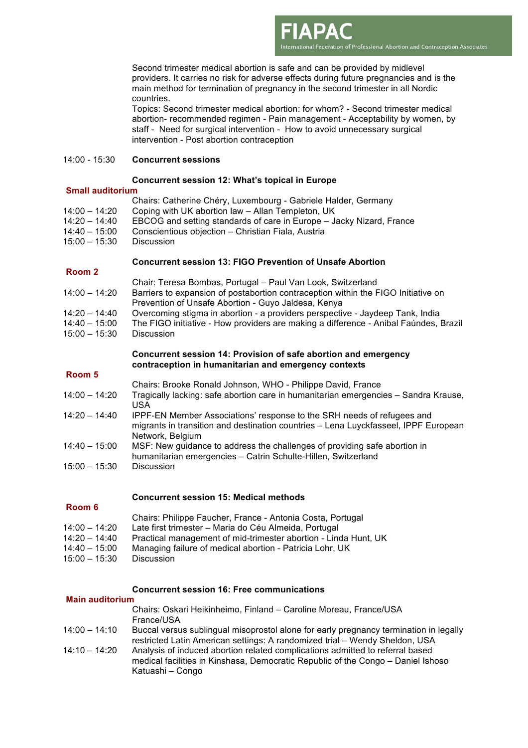Second trimester medical abortion is safe and can be provided by midlevel providers. It carries no risk for adverse effects during future pregnancies and is the main method for termination of pregnancy in the second trimester in all Nordic countries.

Topics: Second trimester medical abortion: for whom? - Second trimester medical abortion- recommended regimen - Pain management - Acceptability by women, by staff - Need for surgical intervention - How to avoid unnecessary surgical intervention - Post abortion contraception

14:00 - 15:30 **Concurrent sessions**

**Concurrent session 12: What's topical in Europe**

**Small auditorium**

Chairs: Catherine Chéry, Luxembourg - Gabriele Halder, Germany

14:00 – 14:20 Coping with UK abortion law – Allan Templeton, UK
14:20 – 14:40 EBCOG and setting standards of care in Europe – Jacky Nizard, France
14:40 – 15:00 Conscientious objection – Christian Fiala, Austria
15:00 – 15:30 Discussion

**Concurrent session 13: FIGO Prevention of Unsafe Abortion**

**Room 2**

Chair: Teresa Bombas, Portugal – Paul Van Look, Switzerland

14:00 – 14:20 Barriers to expansion of postabortion contraception within the FIGO Initiative on Prevention of Unsafe Abortion - Guyo Jaldesa, Kenya
14:20 – 14:40 Overcoming stigma in abortion - a providers perspective - Jaydeep Tank, India
14:40 – 15:00 The FIGO initiative - How providers are making a difference - Anibal Faúndes, Brazil
15:00 – 15:30 Discussion

**Concurrent session 14: Provision of safe abortion and emergency contraception in humanitarian and emergency contexts**

**Room 5**

Chairs: Brooke Ronald Johnson, WHO - Philippe David, France

14:00 – 14:20 Tragically lacking: safe abortion care in humanitarian emergencies – Sandra Krause, USA
14:20 – 14:40 IPPF-EN Member Associations' response to the SRH needs of refugees and migrants in transition and destination countries – Lena Luyckfasseel, IPPF European Network, Belgium
14:40 – 15:00 MSF: New guidance to address the challenges of providing safe abortion in humanitarian emergencies – Catrin Schulte-Hillen, Switzerland
15:00 – 15:30 Discussion

**Concurrent session 15: Medical methods**

**Room 6**

Chairs: Philippe Faucher, France - Antonia Costa, Portugal

14:00 – 14:20 Late first trimester – Maria do Céu Almeida, Portugal
14:20 – 14:40 Practical management of mid-trimester abortion - Linda Hunt, UK
14:40 – 15:00 Managing failure of medical abortion - Patricia Lohr, UK
15:00 – 15:30 Discussion

**Concurrent session 16: Free communications**

**Main auditorium**

Chairs: Oskari Heikinheimo, Finland – Caroline Moreau, France/USA France/USA

14:00 – 14:10 Buccal versus sublingual misoprostol alone for early pregnancy termination in legally restricted Latin American settings: A randomized trial – Wendy Sheldon, USA
14:10 – 14:20 Analysis of induced abortion related complications admitted to referral based medical facilities in Kinshasa, Democratic Republic of the Congo – Daniel Ishoso Katuashi – Congo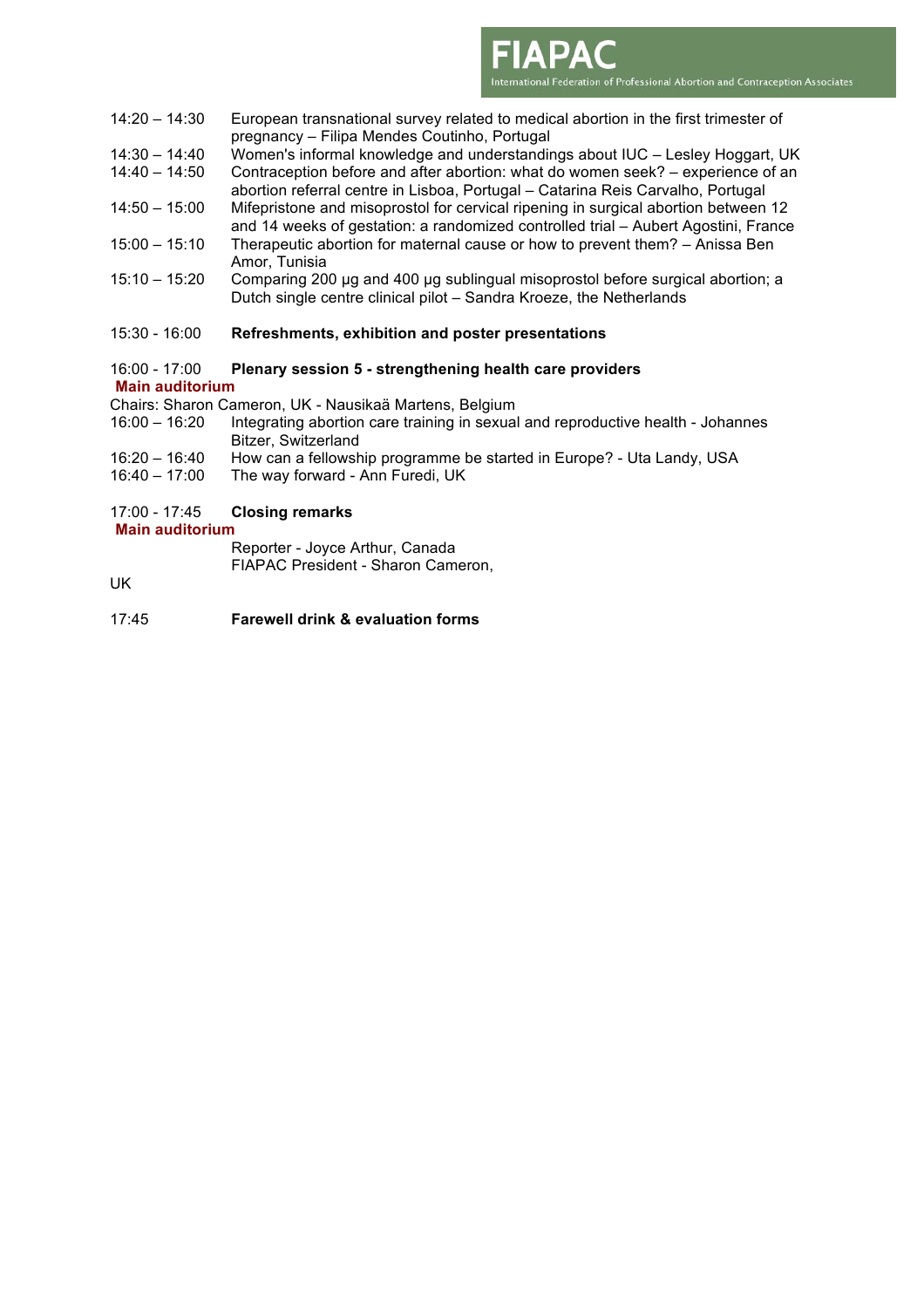14:20 – 14:30 European transnational survey related to medical abortion in the first trimester of pregnancy – Filipa Mendes Coutinho, Portugal

14:30 – 14:40 Women's informal knowledge and understandings about IUC – Lesley Hoggart, UK

14:40 – 14:50 Contraception before and after abortion: what do women seek? – experience of an abortion referral centre in Lisboa, Portugal – Catarina Reis Carvalho, Portugal

14:50 – 15:00 Mifepristone and misoprostol for cervical ripening in surgical abortion between 12 and 14 weeks of gestation: a randomized controlled trial – Aubert Agostini, France

15:00 – 15:10 Therapeutic abortion for maternal cause or how to prevent them? – Anissa Ben Amor, Tunisia

15:10 – 15:20 Comparing 200 μg and 400 μg sublingual misoprostol before surgical abortion; a Dutch single centre clinical pilot – Sandra Kroeze, the Netherlands

15:30 - 16:00 **Refreshments, exhibition and poster presentations**

16:00 - 17:00 **Plenary session 5 - strengthening health care providers**

**Main auditorium**

Chairs: Sharon Cameron, UK - Nausikaä Martens, Belgium

16:00 – 16:20 Integrating abortion care training in sexual and reproductive health - Johannes Bitzer, Switzerland

16:20 – 16:40 How can a fellowship programme be started in Europe? - Uta Landy, USA

16:40 – 17:00 The way forward - Ann Furedi, UK

17:00 - 17:45 **Closing remarks**

**Main auditorium**

Reporter - Joyce Arthur, Canada

FIAPAC President - Sharon Cameron, UK

17:45 **Farewell drink & evaluation forms**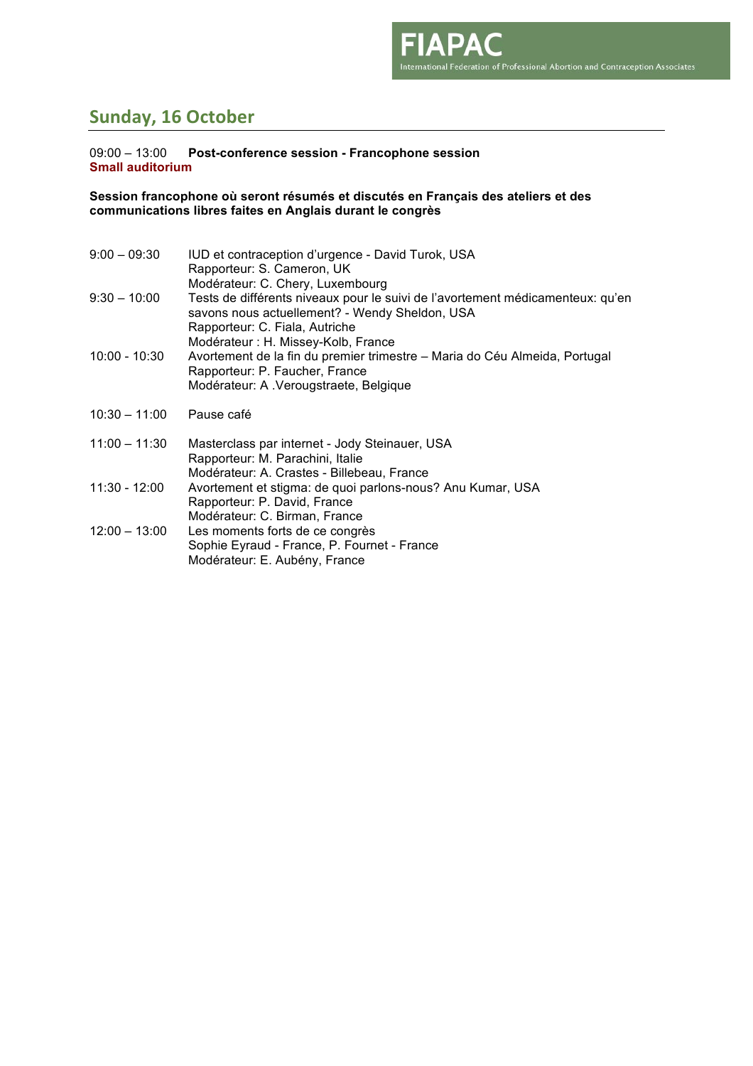## Sunday, 16 October

09:00 – 13:00 **Post-conference session - Francophone session**
**Small auditorium**

**Session francophone où seront résumés et discutés en Français des ateliers et des communications libres faites en Anglais durant le congrès**

| | |
|---|---|
| 9:00 – 09:30 | IUD et contraception d'urgence - David Turok, USA<br>Rapporteur: S. Cameron, UK<br>Modérateur: C. Chery, Luxembourg |
| 9:30 – 10:00 | Tests de différents niveaux pour le suivi de l'avortement médicamenteux: qu'en savons nous actuellement? - Wendy Sheldon, USA<br>Rapporteur: C. Fiala, Autriche<br>Modérateur : H. Missey-Kolb, France |
| 10:00 - 10:30 | Avortement de la fin du premier trimestre – Maria do Céu Almeida, Portugal<br>Rapporteur: P. Faucher, France<br>Modérateur: A .Verougstraete, Belgique |
| 10:30 – 11:00 | Pause café |
| 11:00 – 11:30 | Masterclass par internet - Jody Steinauer, USA<br>Rapporteur: M. Parachini, Italie<br>Modérateur: A. Crastes - Billebeau, France |
| 11:30 - 12:00 | Avortement et stigma: de quoi parlons-nous? Anu Kumar, USA<br>Rapporteur: P. David, France<br>Modérateur: C. Birman, France |
| 12:00 – 13:00 | Les moments forts de ce congrès<br>Sophie Eyraud - France, P. Fournet - France<br>Modérateur: E. Aubény, France |